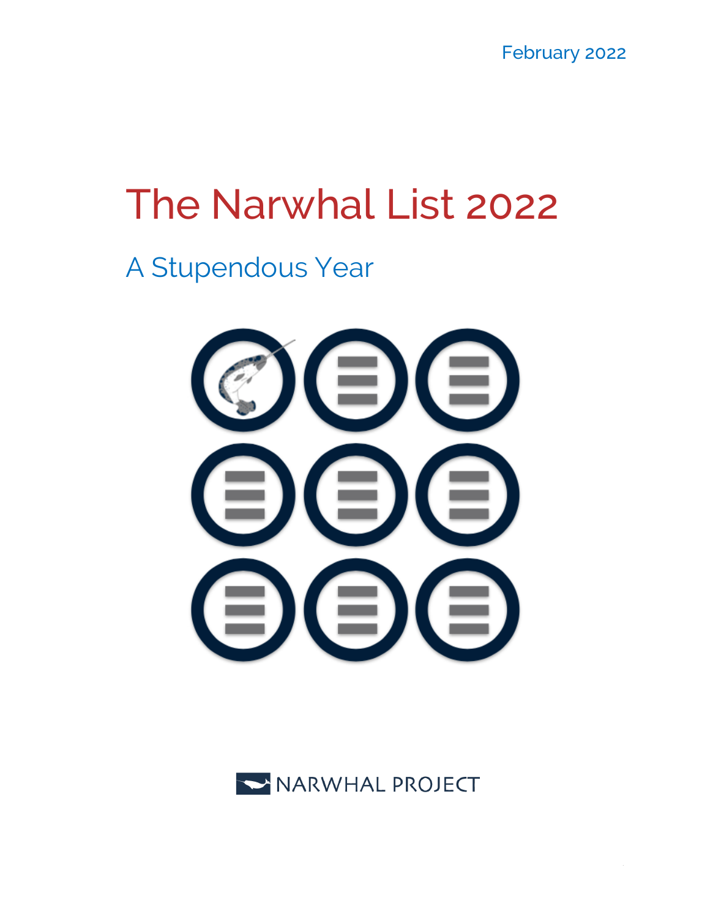February 2022

# The Narwhal List 2022

## A Stupendous Year

NARWHAL PROJECT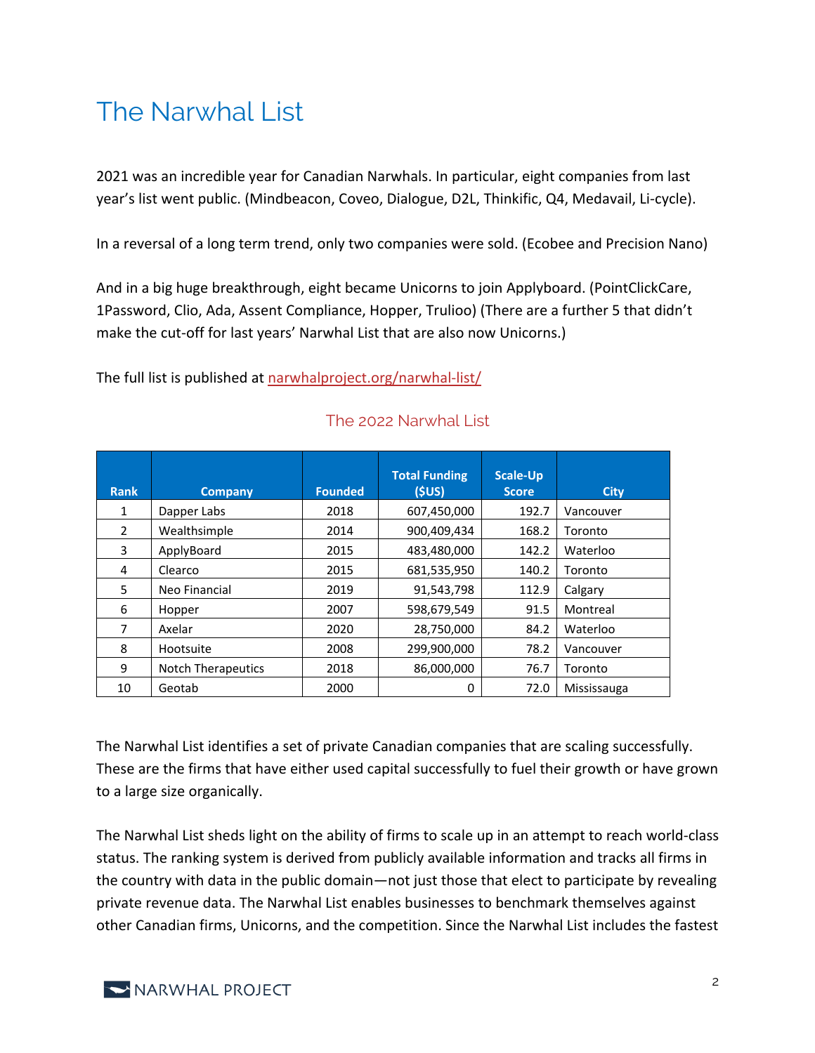# The Narwhal List

2021 was an incredible year for Canadian Narwhals. In particular, eight companies from last year's list went public. (Mindbeacon, Coveo, Dialogue, D2L, Thinkific, Q4, Medavail, Li-cycle).

In a reversal of a long term trend, only two companies were sold. (Ecobee and Precision Nano)

And in a big huge breakthrough, eight became Unicorns to join Applyboard. (PointClickCare, 1Password, Clio, Ada, Assent Compliance, Hopper, Trulioo) (There are a further 5 that didn't make the cut-off for last years' Narwhal List that are also now Unicorns.)

The full list is published at [narwhalproject.org/narwhal-list/](narwhalproject.org/narwhal-list/)

## The 2022 Narwhal List

| Rank | Company | Founded | Total Funding ($US) | Scale-Up Score | City |
|---|---|---|---|---|---|
| 1 | Dapper Labs | 2018 | 607,450,000 | 192.7 | Vancouver |
| 2 | Wealthsimple | 2014 | 900,409,434 | 168.2 | Toronto |
| 3 | ApplyBoard | 2015 | 483,480,000 | 142.2 | Waterloo |
| 4 | Clearco | 2015 | 681,535,950 | 140.2 | Toronto |
| 5 | Neo Financial | 2019 | 91,543,798 | 112.9 | Calgary |
| 6 | Hopper | 2007 | 598,679,549 | 91.5 | Montreal |
| 7 | Axelar | 2020 | 28,750,000 | 84.2 | Waterloo |
| 8 | Hootsuite | 2008 | 299,900,000 | 78.2 | Vancouver |
| 9 | Notch Therapeutics | 2018 | 86,000,000 | 76.7 | Toronto |
| 10 | Geotab | 2000 | 0 | 72.0 | Mississauga |

The Narwhal List identifies a set of private Canadian companies that are scaling successfully. These are the firms that have either used capital successfully to fuel their growth or have grown to a large size organically.

The Narwhal List sheds light on the ability of firms to scale up in an attempt to reach world-class status. The ranking system is derived from publicly available information and tracks all firms in the country with data in the public domain—not just those that elect to participate by revealing private revenue data. The Narwhal List enables businesses to benchmark themselves against other Canadian firms, Unicorns, and the competition. Since the Narwhal List includes the fastest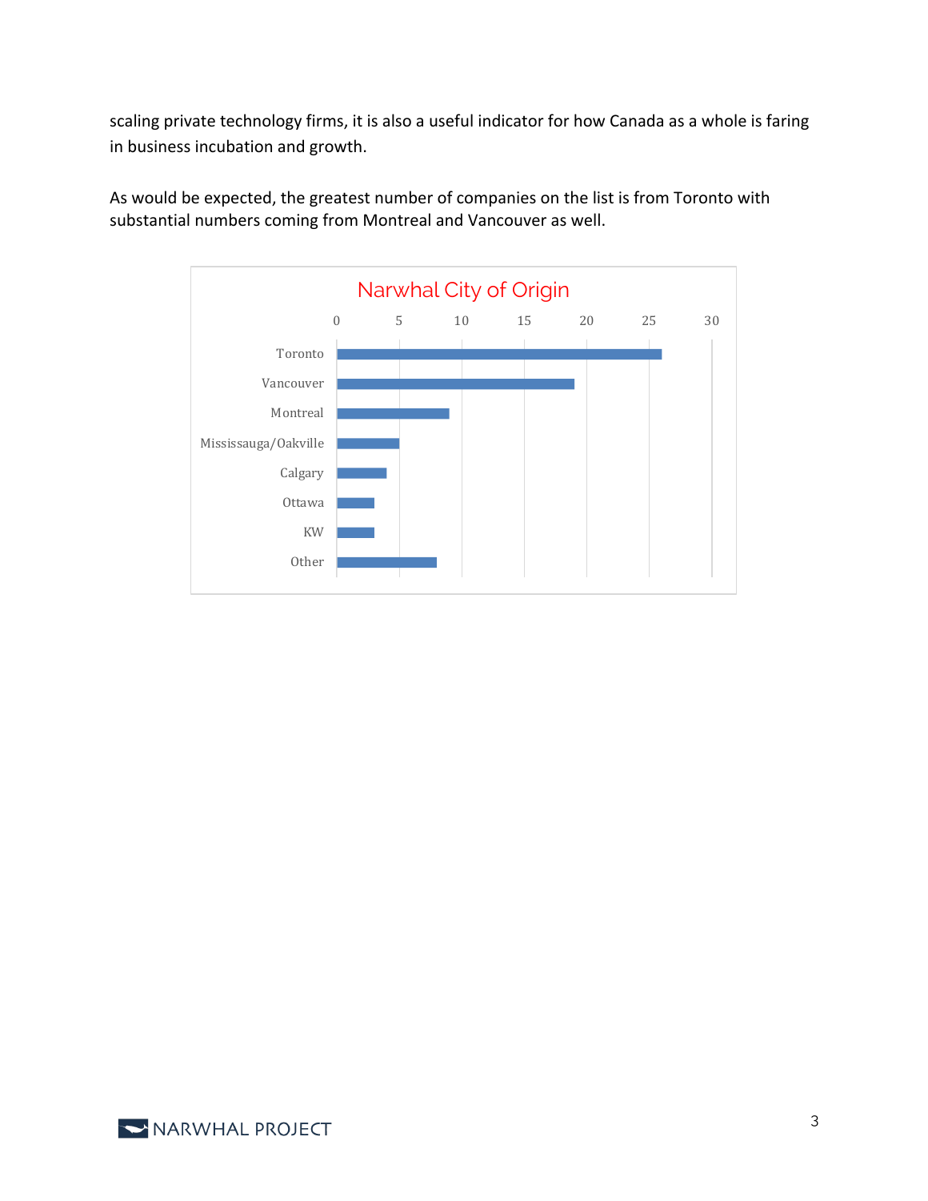scaling private technology firms, it is also a useful indicator for how Canada as a whole is faring in business incubation and growth.

As would be expected, the greatest number of companies on the list is from Toronto with substantial numbers coming from Montreal and Vancouver as well.

**Narwhal City of Origin**

| City | Number |
| --- | --- |
| Toronto | 26 |
| Vancouver | 19 |
| Montreal | 9 |
| Mississauga/Oakville | 5 |
| Calgary | 4 |
| Ottawa | 3 |
| KW | 3 |
| Other | 8 |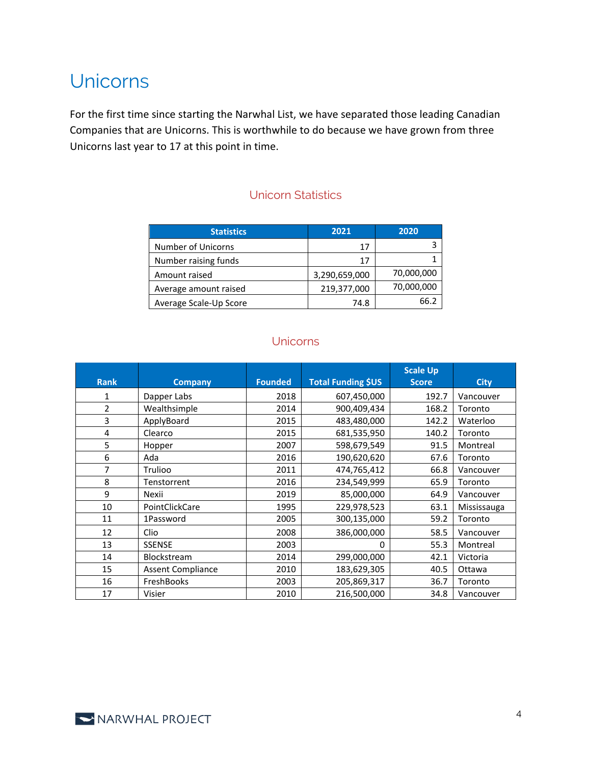# Unicorns

For the first time since starting the Narwhal List, we have separated those leading Canadian Companies that are Unicorns. This is worthwhile to do because we have grown from three Unicorns last year to 17 at this point in time.

## Unicorn Statistics

| Statistics | 2021 | 2020 |
|---|---|---|
| Number of Unicorns | 17 | 3 |
| Number raising funds | 17 | 1 |
| Amount raised | 3,290,659,000 | 70,000,000 |
| Average amount raised | 219,377,000 | 70,000,000 |
| Average Scale-Up Score | 74.8 | 66.2 |

## Unicorns

| Rank | Company | Founded | Total Funding $US | Scale Up Score | City |
|---|---|---|---|---|---|
| 1 | Dapper Labs | 2018 | 607,450,000 | 192.7 | Vancouver |
| 2 | Wealthsimple | 2014 | 900,409,434 | 168.2 | Toronto |
| 3 | ApplyBoard | 2015 | 483,480,000 | 142.2 | Waterloo |
| 4 | Clearco | 2015 | 681,535,950 | 140.2 | Toronto |
| 5 | Hopper | 2007 | 598,679,549 | 91.5 | Montreal |
| 6 | Ada | 2016 | 190,620,620 | 67.6 | Toronto |
| 7 | Trulioo | 2011 | 474,765,412 | 66.8 | Vancouver |
| 8 | Tenstorrent | 2016 | 234,549,999 | 65.9 | Toronto |
| 9 | Nexii | 2019 | 85,000,000 | 64.9 | Vancouver |
| 10 | PointClickCare | 1995 | 229,978,523 | 63.1 | Mississauga |
| 11 | 1Password | 2005 | 300,135,000 | 59.2 | Toronto |
| 12 | Clio | 2008 | 386,000,000 | 58.5 | Vancouver |
| 13 | SSENSE | 2003 | 0 | 55.3 | Montreal |
| 14 | Blockstream | 2014 | 299,000,000 | 42.1 | Victoria |
| 15 | Assent Compliance | 2010 | 183,629,305 | 40.5 | Ottawa |
| 16 | FreshBooks | 2003 | 205,869,317 | 36.7 | Toronto |
| 17 | Visier | 2010 | 216,500,000 | 34.8 | Vancouver |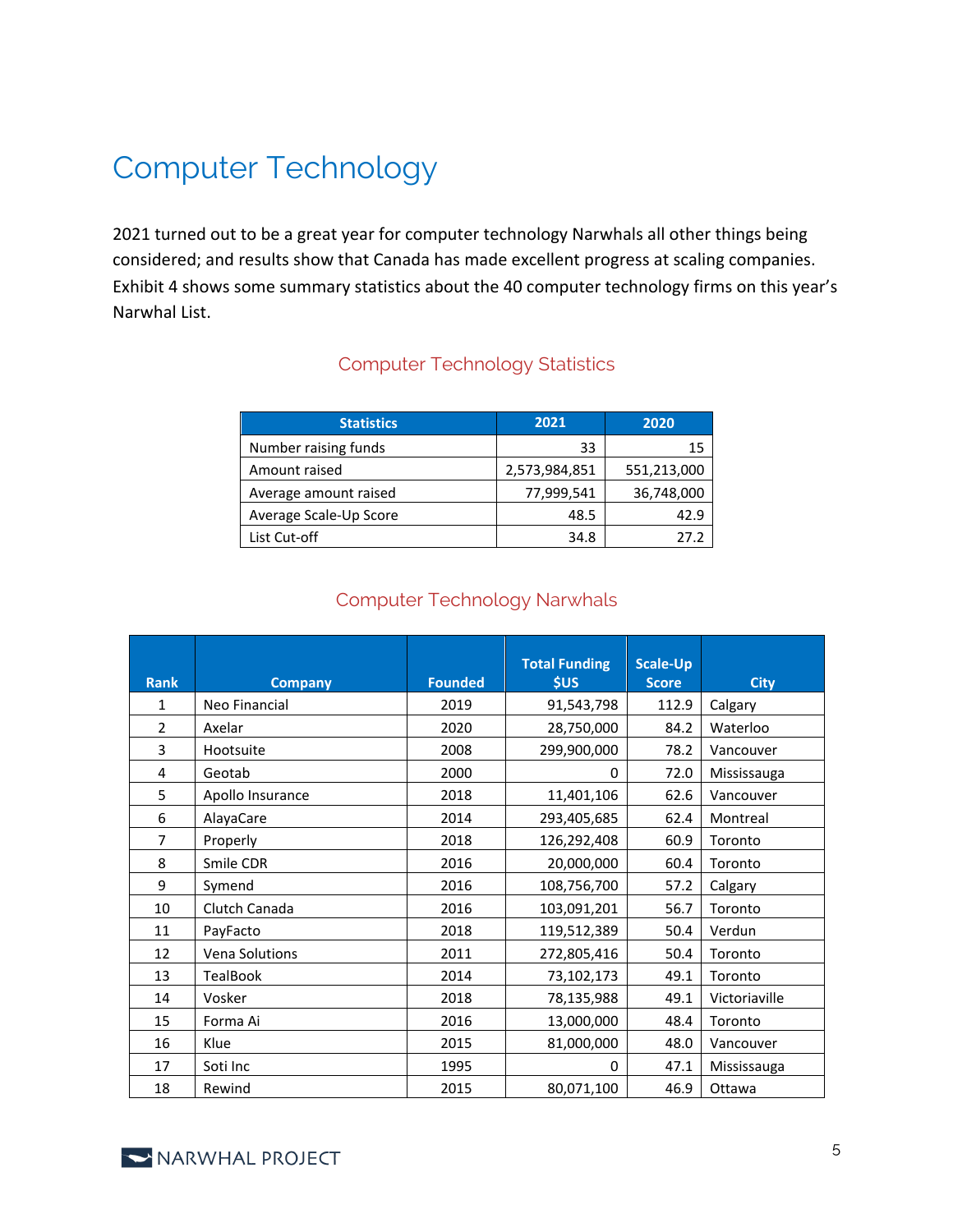# Computer Technology

2021 turned out to be a great year for computer technology Narwhals all other things being considered; and results show that Canada has made excellent progress at scaling companies. Exhibit 4 shows some summary statistics about the 40 computer technology firms on this year's Narwhal List.

## Computer Technology Statistics

| Statistics | 2021 | 2020 |
|---|---|---|
| Number raising funds | 33 | 15 |
| Amount raised | 2,573,984,851 | 551,213,000 |
| Average amount raised | 77,999,541 | 36,748,000 |
| Average Scale-Up Score | 48.5 | 42.9 |
| List Cut-off | 34.8 | 27.2 |

## Computer Technology Narwhals

| Rank | Company | Founded | Total Funding $US | Scale-Up Score | City |
|---|---|---|---|---|---|
| 1 | Neo Financial | 2019 | 91,543,798 | 112.9 | Calgary |
| 2 | Axelar | 2020 | 28,750,000 | 84.2 | Waterloo |
| 3 | Hootsuite | 2008 | 299,900,000 | 78.2 | Vancouver |
| 4 | Geotab | 2000 | 0 | 72.0 | Mississauga |
| 5 | Apollo Insurance | 2018 | 11,401,106 | 62.6 | Vancouver |
| 6 | AlayaCare | 2014 | 293,405,685 | 62.4 | Montreal |
| 7 | Properly | 2018 | 126,292,408 | 60.9 | Toronto |
| 8 | Smile CDR | 2016 | 20,000,000 | 60.4 | Toronto |
| 9 | Symend | 2016 | 108,756,700 | 57.2 | Calgary |
| 10 | Clutch Canada | 2016 | 103,091,201 | 56.7 | Toronto |
| 11 | PayFacto | 2018 | 119,512,389 | 50.4 | Verdun |
| 12 | Vena Solutions | 2011 | 272,805,416 | 50.4 | Toronto |
| 13 | TealBook | 2014 | 73,102,173 | 49.1 | Toronto |
| 14 | Vosker | 2018 | 78,135,988 | 49.1 | Victoriaville |
| 15 | Forma Ai | 2016 | 13,000,000 | 48.4 | Toronto |
| 16 | Klue | 2015 | 81,000,000 | 48.0 | Vancouver |
| 17 | Soti Inc | 1995 | 0 | 47.1 | Mississauga |
| 18 | Rewind | 2015 | 80,071,100 | 46.9 | Ottawa |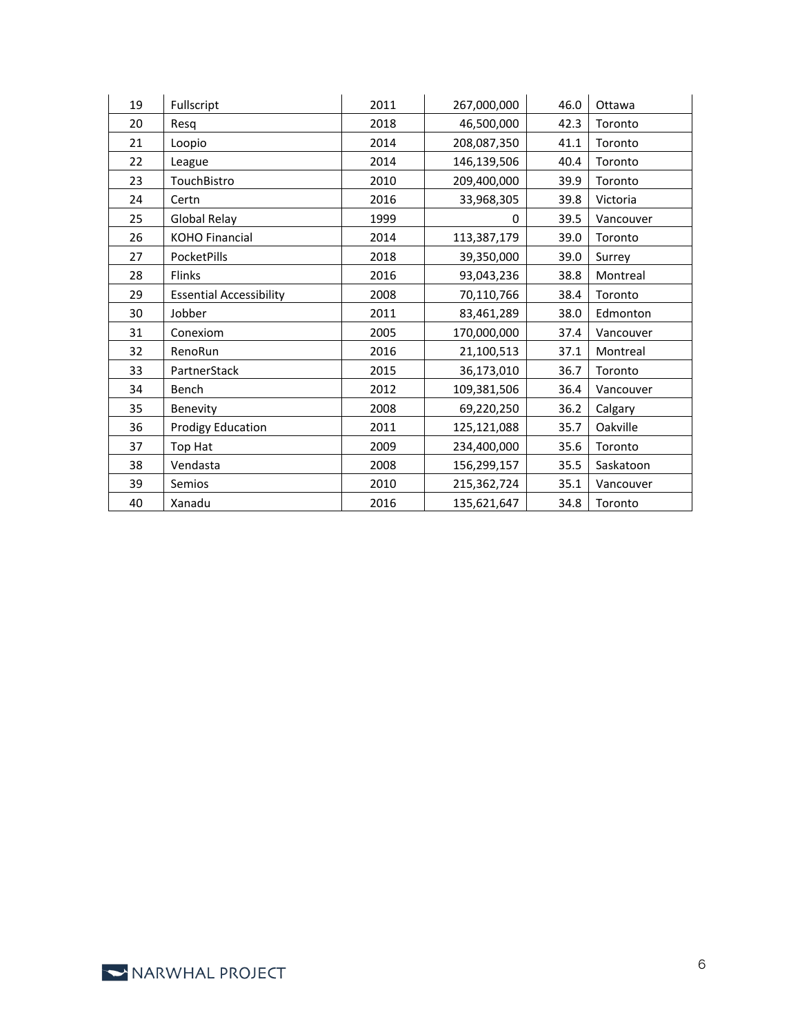| | | | | | |
|---|---|---|---|---|---|
| 19 | Fullscript | 2011 | 267,000,000 | 46.0 | Ottawa |
| 20 | Resq | 2018 | 46,500,000 | 42.3 | Toronto |
| 21 | Loopio | 2014 | 208,087,350 | 41.1 | Toronto |
| 22 | League | 2014 | 146,139,506 | 40.4 | Toronto |
| 23 | TouchBistro | 2010 | 209,400,000 | 39.9 | Toronto |
| 24 | Certn | 2016 | 33,968,305 | 39.8 | Victoria |
| 25 | Global Relay | 1999 | 0 | 39.5 | Vancouver |
| 26 | KOHO Financial | 2014 | 113,387,179 | 39.0 | Toronto |
| 27 | PocketPills | 2018 | 39,350,000 | 39.0 | Surrey |
| 28 | Flinks | 2016 | 93,043,236 | 38.8 | Montreal |
| 29 | Essential Accessibility | 2008 | 70,110,766 | 38.4 | Toronto |
| 30 | Jobber | 2011 | 83,461,289 | 38.0 | Edmonton |
| 31 | Conexiom | 2005 | 170,000,000 | 37.4 | Vancouver |
| 32 | RenoRun | 2016 | 21,100,513 | 37.1 | Montreal |
| 33 | PartnerStack | 2015 | 36,173,010 | 36.7 | Toronto |
| 34 | Bench | 2012 | 109,381,506 | 36.4 | Vancouver |
| 35 | Benevity | 2008 | 69,220,250 | 36.2 | Calgary |
| 36 | Prodigy Education | 2011 | 125,121,088 | 35.7 | Oakville |
| 37 | Top Hat | 2009 | 234,400,000 | 35.6 | Toronto |
| 38 | Vendasta | 2008 | 156,299,157 | 35.5 | Saskatoon |
| 39 | Semios | 2010 | 215,362,724 | 35.1 | Vancouver |
| 40 | Xanadu | 2016 | 135,621,647 | 34.8 | Toronto |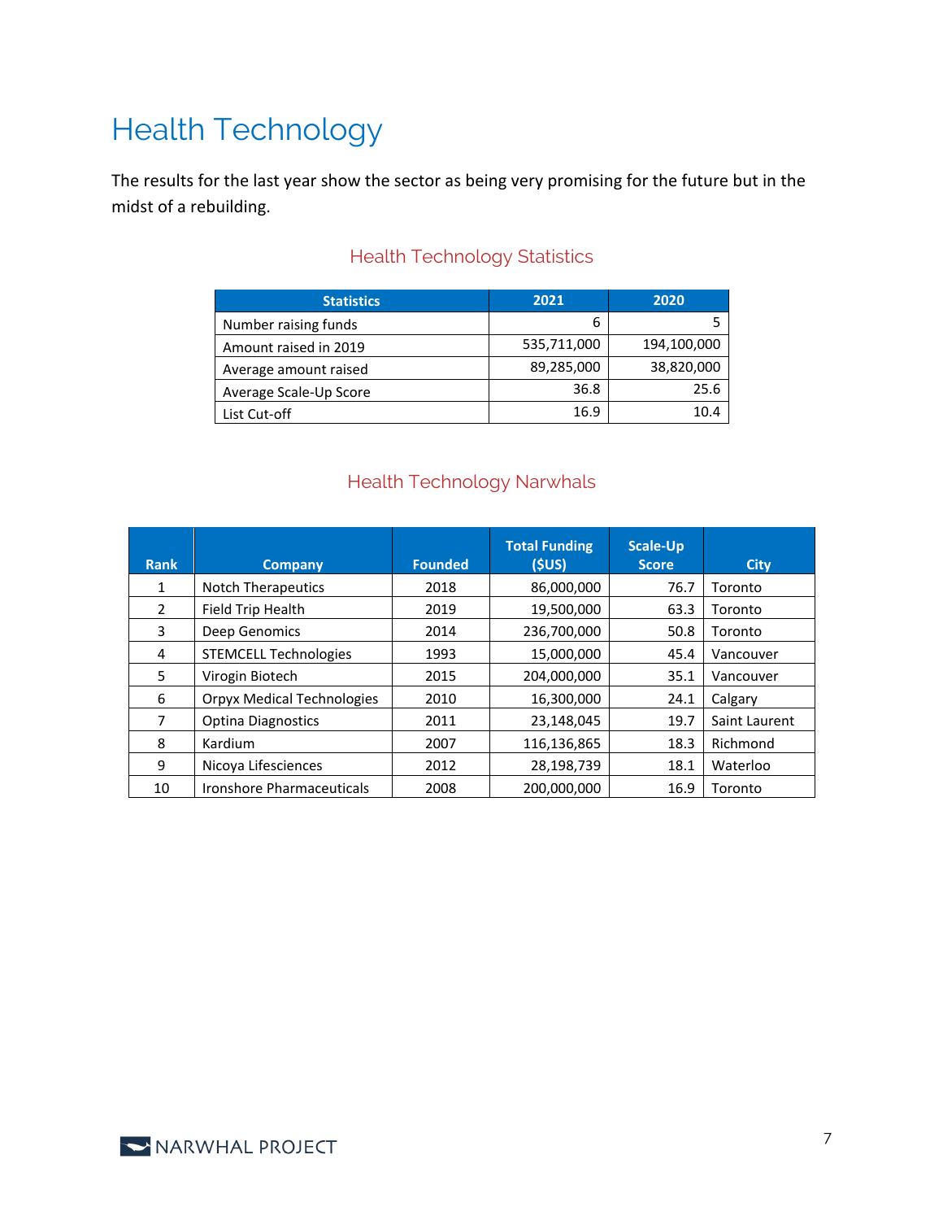# Health Technology

The results for the last year show the sector as being very promising for the future but in the midst of a rebuilding.

## Health Technology Statistics

| Statistics | 2021 | 2020 |
|---|---|---|
| Number raising funds | 6 | 5 |
| Amount raised in 2019 | 535,711,000 | 194,100,000 |
| Average amount raised | 89,285,000 | 38,820,000 |
| Average Scale-Up Score | 36.8 | 25.6 |
| List Cut-off | 16.9 | 10.4 |

## Health Technology Narwhals

| Rank | Company | Founded | Total Funding ($US) | Scale-Up Score | City |
|---|---|---|---|---|---|
| 1 | Notch Therapeutics | 2018 | 86,000,000 | 76.7 | Toronto |
| 2 | Field Trip Health | 2019 | 19,500,000 | 63.3 | Toronto |
| 3 | Deep Genomics | 2014 | 236,700,000 | 50.8 | Toronto |
| 4 | STEMCELL Technologies | 1993 | 15,000,000 | 45.4 | Vancouver |
| 5 | Virogin Biotech | 2015 | 204,000,000 | 35.1 | Vancouver |
| 6 | Orpyx Medical Technologies | 2010 | 16,300,000 | 24.1 | Calgary |
| 7 | Optina Diagnostics | 2011 | 23,148,045 | 19.7 | Saint Laurent |
| 8 | Kardium | 2007 | 116,136,865 | 18.3 | Richmond |
| 9 | Nicoya Lifesciences | 2012 | 28,198,739 | 18.1 | Waterloo |
| 10 | Ironshore Pharmaceuticals | 2008 | 200,000,000 | 16.9 | Toronto |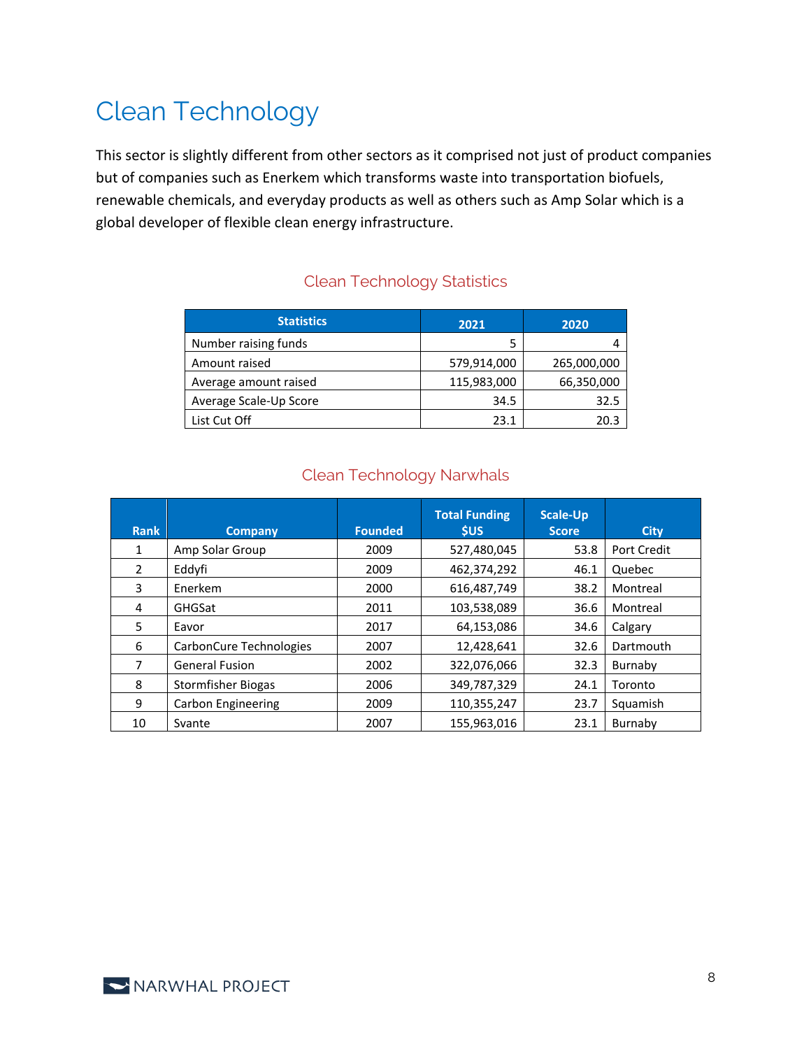# Clean Technology

This sector is slightly different from other sectors as it comprised not just of product companies but of companies such as Enerkem which transforms waste into transportation biofuels, renewable chemicals, and everyday products as well as others such as Amp Solar which is a global developer of flexible clean energy infrastructure.

### Clean Technology Statistics

| Statistics | 2021 | 2020 |
|---|---|---|
| Number raising funds | 5 | 4 |
| Amount raised | 579,914,000 | 265,000,000 |
| Average amount raised | 115,983,000 | 66,350,000 |
| Average Scale-Up Score | 34.5 | 32.5 |
| List Cut Off | 23.1 | 20.3 |

### Clean Technology Narwhals

| Rank | Company | Founded | Total Funding $US | Scale-Up Score | City |
|---|---|---|---|---|---|
| 1 | Amp Solar Group | 2009 | 527,480,045 | 53.8 | Port Credit |
| 2 | Eddyfi | 2009 | 462,374,292 | 46.1 | Quebec |
| 3 | Enerkem | 2000 | 616,487,749 | 38.2 | Montreal |
| 4 | GHGSat | 2011 | 103,538,089 | 36.6 | Montreal |
| 5 | Eavor | 2017 | 64,153,086 | 34.6 | Calgary |
| 6 | CarbonCure Technologies | 2007 | 12,428,641 | 32.6 | Dartmouth |
| 7 | General Fusion | 2002 | 322,076,066 | 32.3 | Burnaby |
| 8 | Stormfisher Biogas | 2006 | 349,787,329 | 24.1 | Toronto |
| 9 | Carbon Engineering | 2009 | 110,355,247 | 23.7 | Squamish |
| 10 | Svante | 2007 | 155,963,016 | 23.1 | Burnaby |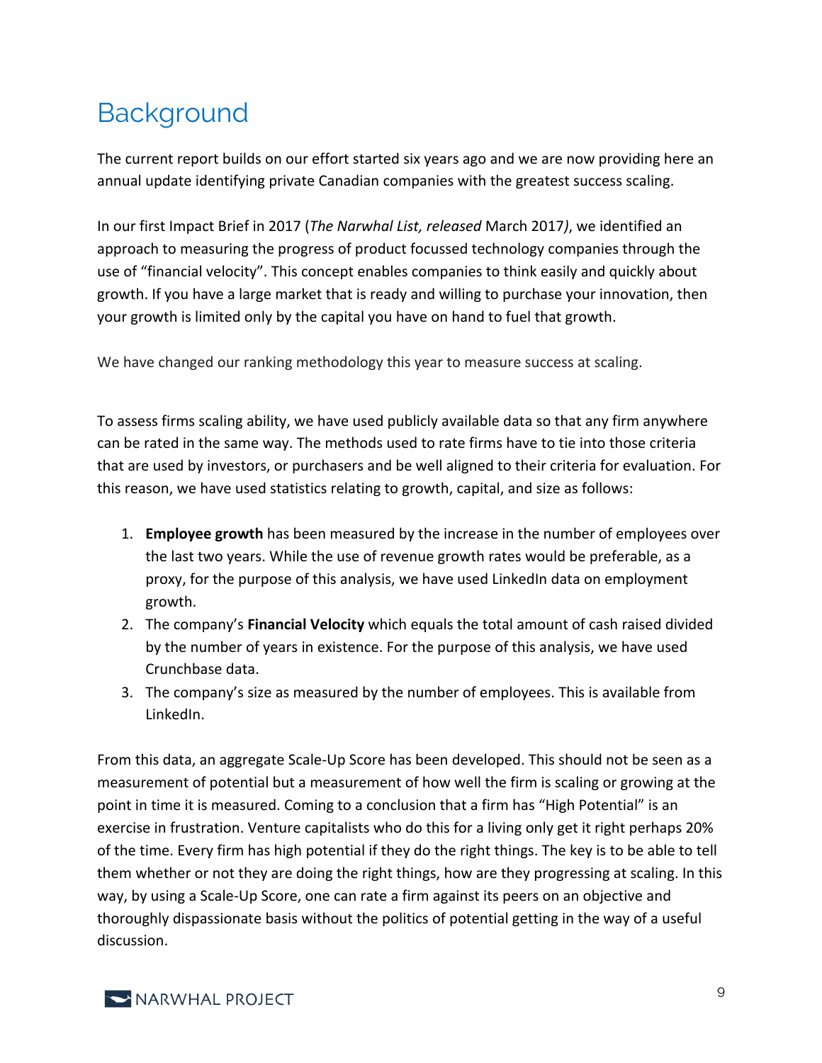# Background

The current report builds on our effort started six years ago and we are now providing here an annual update identifying private Canadian companies with the greatest success scaling.

In our first Impact Brief in 2017 (*The Narwhal List, released* March 2017*)*, we identified an approach to measuring the progress of product focussed technology companies through the use of "financial velocity". This concept enables companies to think easily and quickly about growth. If you have a large market that is ready and willing to purchase your innovation, then your growth is limited only by the capital you have on hand to fuel that growth.

We have changed our ranking methodology this year to measure success at scaling.

To assess firms scaling ability, we have used publicly available data so that any firm anywhere can be rated in the same way. The methods used to rate firms have to tie into those criteria that are used by investors, or purchasers and be well aligned to their criteria for evaluation. For this reason, we have used statistics relating to growth, capital, and size as follows:

1. **Employee growth** has been measured by the increase in the number of employees over the last two years. While the use of revenue growth rates would be preferable, as a proxy, for the purpose of this analysis, we have used LinkedIn data on employment growth.
2. The company's **Financial Velocity** which equals the total amount of cash raised divided by the number of years in existence. For the purpose of this analysis, we have used Crunchbase data.
3. The company's size as measured by the number of employees. This is available from LinkedIn.

From this data, an aggregate Scale-Up Score has been developed. This should not be seen as a measurement of potential but a measurement of how well the firm is scaling or growing at the point in time it is measured. Coming to a conclusion that a firm has "High Potential" is an exercise in frustration. Venture capitalists who do this for a living only get it right perhaps 20% of the time. Every firm has high potential if they do the right things. The key is to be able to tell them whether or not they are doing the right things, how are they progressing at scaling. In this way, by using a Scale-Up Score, one can rate a firm against its peers on an objective and thoroughly dispassionate basis without the politics of potential getting in the way of a useful discussion.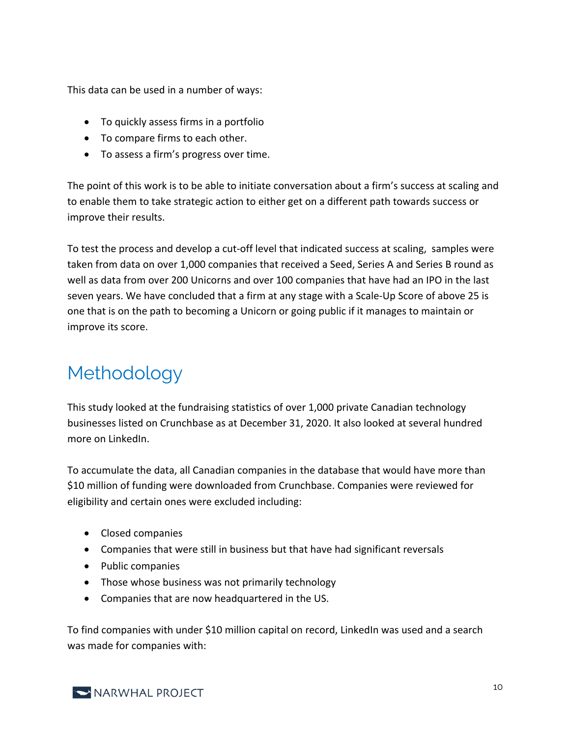This data can be used in a number of ways:

- To quickly assess firms in a portfolio
- To compare firms to each other.
- To assess a firm's progress over time.

The point of this work is to be able to initiate conversation about a firm's success at scaling and to enable them to take strategic action to either get on a different path towards success or improve their results.

To test the process and develop a cut-off level that indicated success at scaling, samples were taken from data on over 1,000 companies that received a Seed, Series A and Series B round as well as data from over 200 Unicorns and over 100 companies that have had an IPO in the last seven years. We have concluded that a firm at any stage with a Scale-Up Score of above 25 is one that is on the path to becoming a Unicorn or going public if it manages to maintain or improve its score.

# Methodology

This study looked at the fundraising statistics of over 1,000 private Canadian technology businesses listed on Crunchbase as at December 31, 2020. It also looked at several hundred more on LinkedIn.

To accumulate the data, all Canadian companies in the database that would have more than $10 million of funding were downloaded from Crunchbase. Companies were reviewed for eligibility and certain ones were excluded including:

- Closed companies
- Companies that were still in business but that have had significant reversals
- Public companies
- Those whose business was not primarily technology
- Companies that are now headquartered in the US.

To find companies with under $10 million capital on record, LinkedIn was used and a search was made for companies with: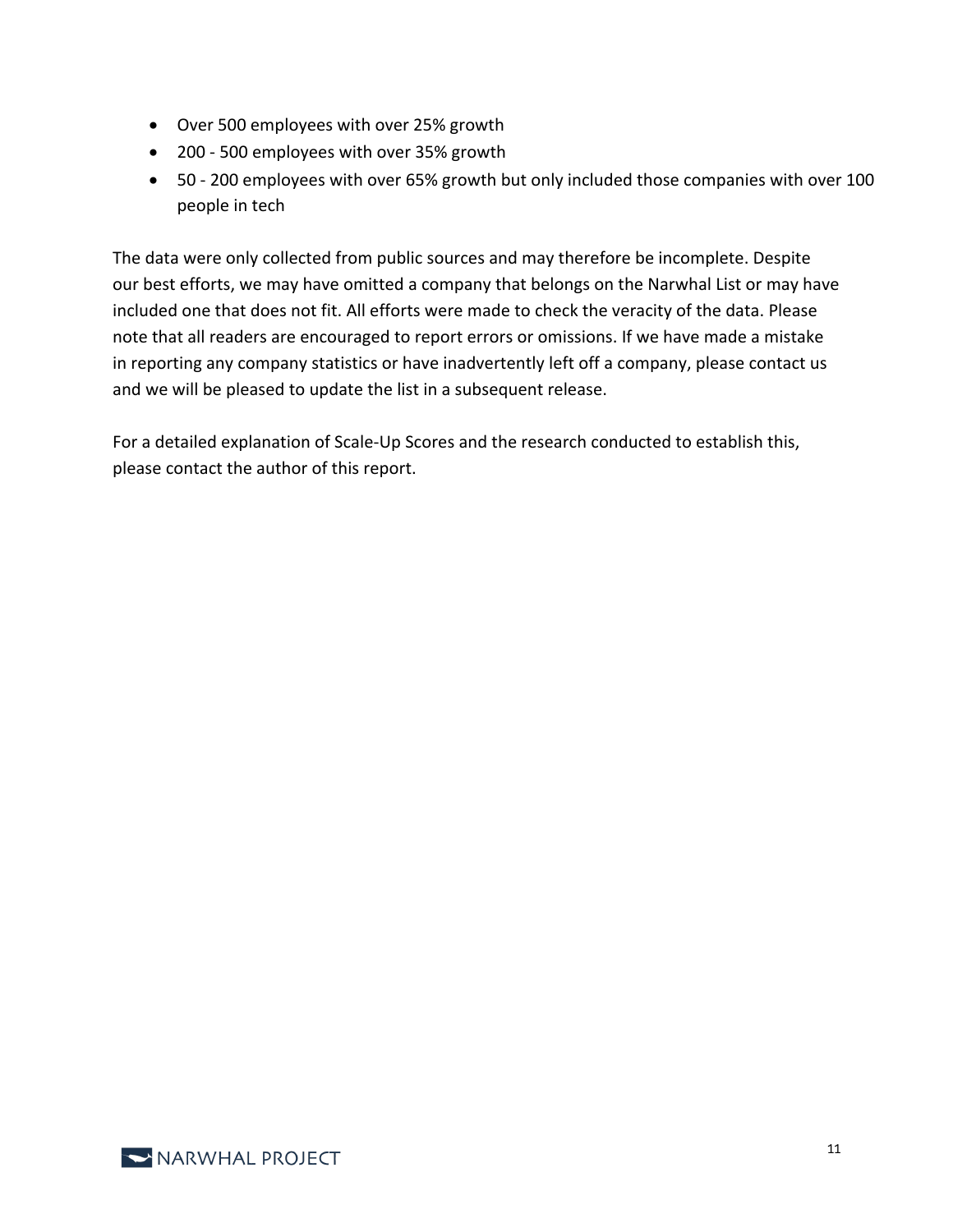- Over 500 employees with over 25% growth
- 200 - 500 employees with over 35% growth
- 50 - 200 employees with over 65% growth but only included those companies with over 100 people in tech

The data were only collected from public sources and may therefore be incomplete. Despite our best efforts, we may have omitted a company that belongs on the Narwhal List or may have included one that does not fit. All efforts were made to check the veracity of the data. Please note that all readers are encouraged to report errors or omissions. If we have made a mistake in reporting any company statistics or have inadvertently left off a company, please contact us and we will be pleased to update the list in a subsequent release.

For a detailed explanation of Scale-Up Scores and the research conducted to establish this, please contact the author of this report.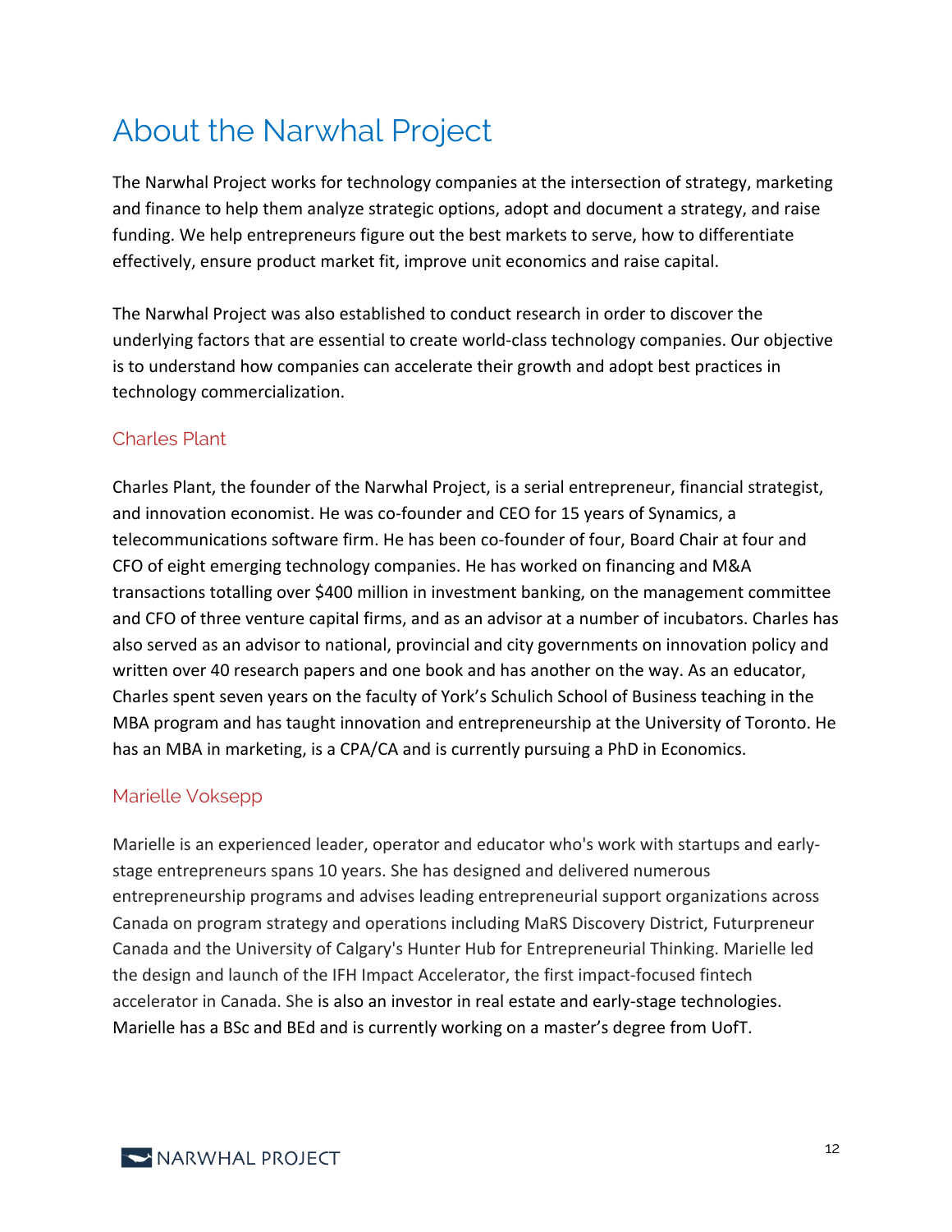# About the Narwhal Project

The Narwhal Project works for technology companies at the intersection of strategy, marketing and finance to help them analyze strategic options, adopt and document a strategy, and raise funding. We help entrepreneurs figure out the best markets to serve, how to differentiate effectively, ensure product market fit, improve unit economics and raise capital.

The Narwhal Project was also established to conduct research in order to discover the underlying factors that are essential to create world-class technology companies. Our objective is to understand how companies can accelerate their growth and adopt best practices in technology commercialization.

## Charles Plant

Charles Plant, the founder of the Narwhal Project, is a serial entrepreneur, financial strategist, and innovation economist. He was co-founder and CEO for 15 years of Synamics, a telecommunications software firm. He has been co-founder of four, Board Chair at four and CFO of eight emerging technology companies. He has worked on financing and M&A transactions totalling over $400 million in investment banking, on the management committee and CFO of three venture capital firms, and as an advisor at a number of incubators. Charles has also served as an advisor to national, provincial and city governments on innovation policy and written over 40 research papers and one book and has another on the way. As an educator, Charles spent seven years on the faculty of York's Schulich School of Business teaching in the MBA program and has taught innovation and entrepreneurship at the University of Toronto. He has an MBA in marketing, is a CPA/CA and is currently pursuing a PhD in Economics.

## Marielle Voksepp

Marielle is an experienced leader, operator and educator who's work with startups and early-stage entrepreneurs spans 10 years. She has designed and delivered numerous entrepreneurship programs and advises leading entrepreneurial support organizations across Canada on program strategy and operations including MaRS Discovery District, Futurpreneur Canada and the University of Calgary's Hunter Hub for Entrepreneurial Thinking. Marielle led the design and launch of the IFH Impact Accelerator, the first impact-focused fintech accelerator in Canada. She is also an investor in real estate and early-stage technologies. Marielle has a BSc and BEd and is currently working on a master's degree from UofT.